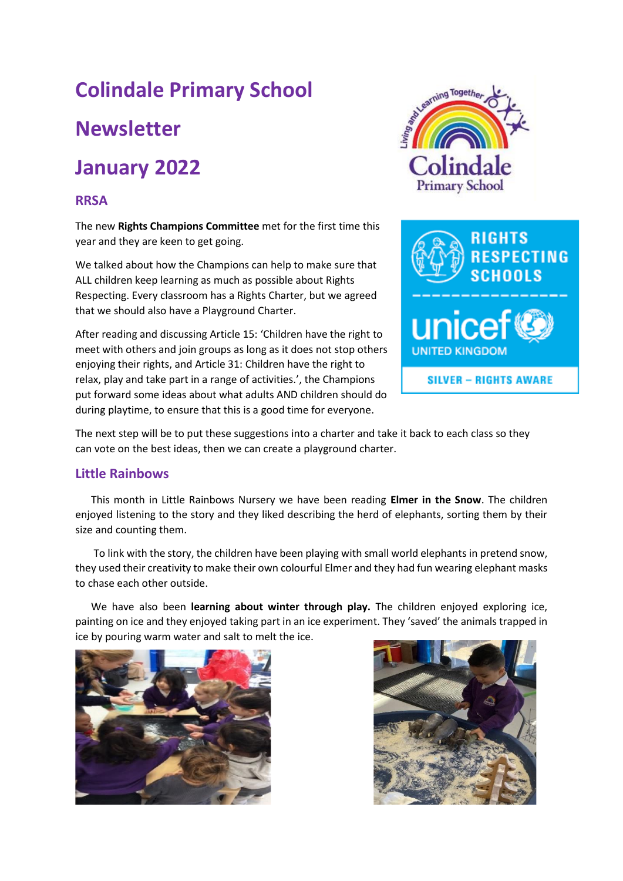# Colindale Primary School

# Newsletter

# January 2022

## RRSA

The new **Rights Champions Committee** met for the first time this year and they are keen to get going.

We talked about how the Champions can help to make sure that ALL children keep learning as much as possible about Rights Respecting. Every classroom has a Rights Charter, but we agreed that we should also have a Playground Charter.

After reading and discussing Article 15: 'Children have the right to meet with others and join groups as long as it does not stop others enjoying their rights, and Article 31: Children have the right to relax, play and take part in a range of activities.', the Champions put forward some ideas about what adults AND children should do during playtime, to ensure that this is a good time for everyone.

The next step will be to put these suggestions into a charter and take it back to each class so they can vote on the best ideas, then we can create a playground charter.

## Little Rainbows

This month in Little Rainbows Nursery we have been reading **Elmer in the Snow**. The children enjoyed listening to the story and they liked describing the herd of elephants, sorting them by their size and counting them.

To link with the story, the children have been playing with small world elephants in pretend snow, they used their creativity to make their own colourful Elmer and they had fun wearing elephant masks to chase each other outside.

We have also been **learning about winter through play.** The children enjoyed exploring ice, painting on ice and they enjoyed taking part in an ice experiment. They 'saved' the animals trapped in ice by pouring warm water and salt to melt the ice.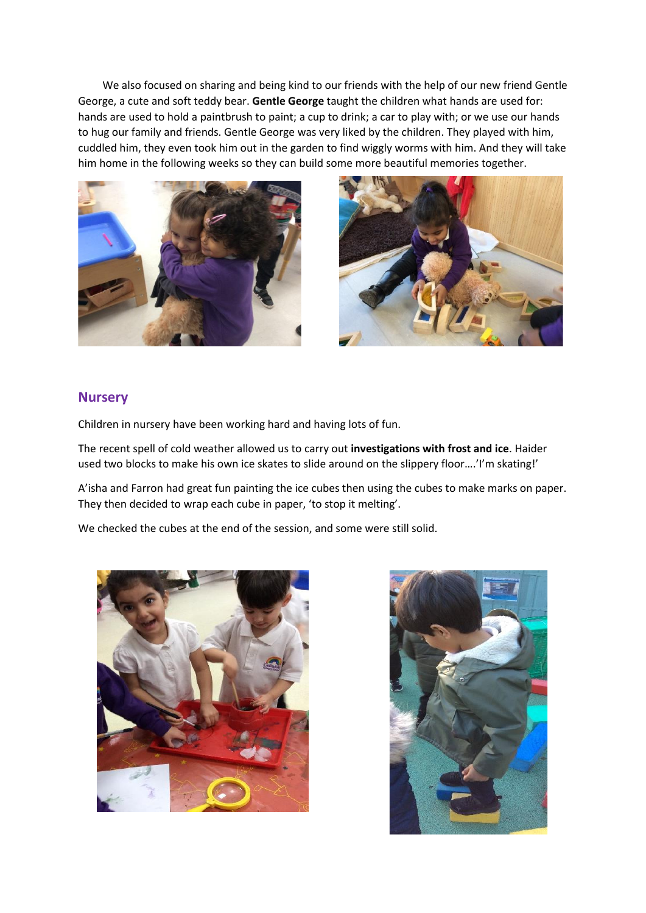We also focused on sharing and being kind to our friends with the help of our new friend Gentle George, a cute and soft teddy bear. **Gentle George** taught the children what hands are used for: hands are used to hold a paintbrush to paint; a cup to drink; a car to play with; or we use our hands to hug our family and friends. Gentle George was very liked by the children. They played with him, cuddled him, they even took him out in the garden to find wiggly worms with him. And they will take him home in the following weeks so they can build some more beautiful memories together.

## Nursery

Children in nursery have been working hard and having lots of fun.

The recent spell of cold weather allowed us to carry out **investigations with frost and ice**. Haider used two blocks to make his own ice skates to slide around on the slippery floor….'I'm skating!'

A'isha and Farron had great fun painting the ice cubes then using the cubes to make marks on paper. They then decided to wrap each cube in paper, 'to stop it melting'.

We checked the cubes at the end of the session, and some were still solid.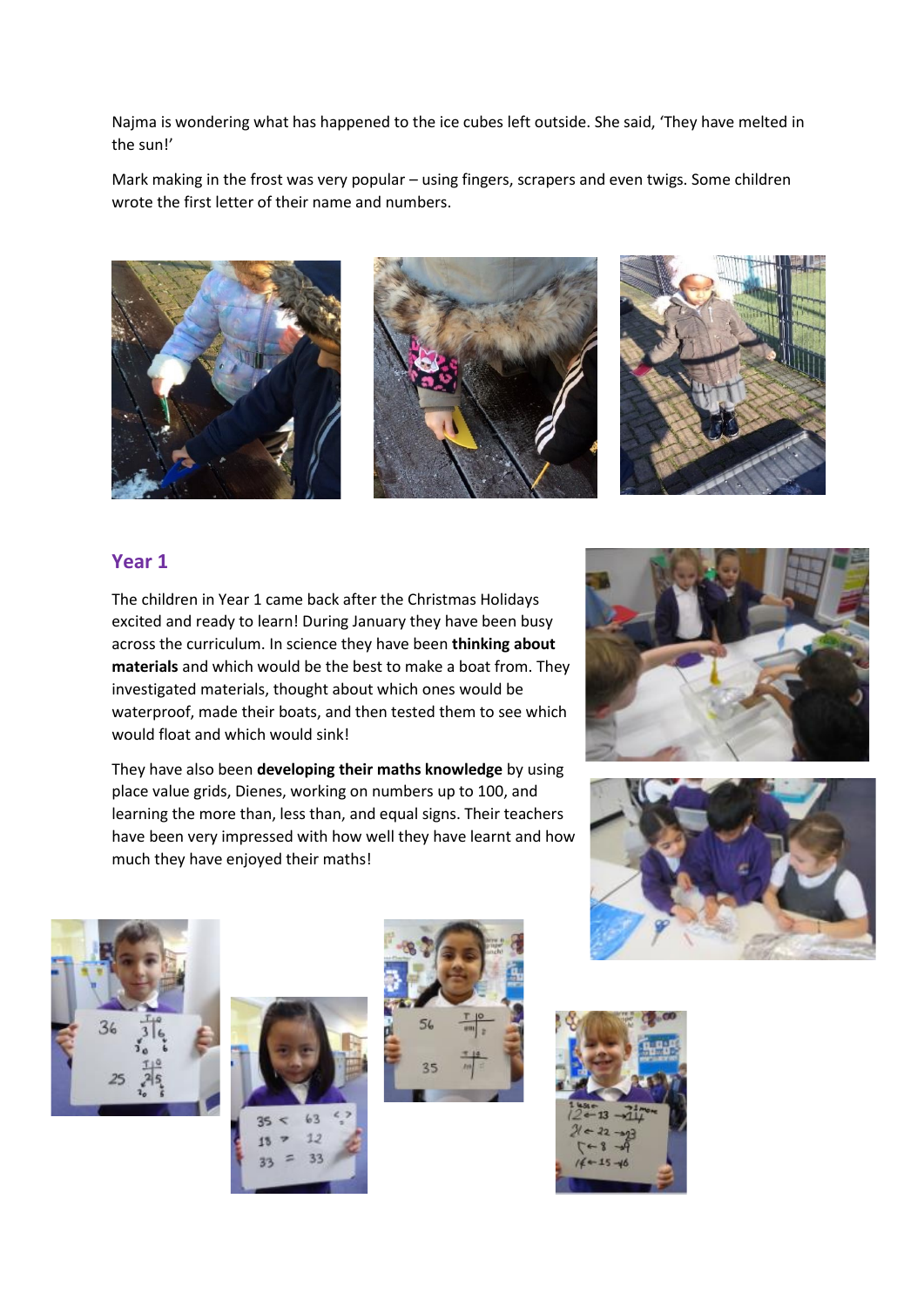Najma is wondering what has happened to the ice cubes left outside. She said, 'They have melted in the sun!'

Mark making in the frost was very popular – using fingers, scrapers and even twigs. Some children wrote the first letter of their name and numbers.

## Year 1

The children in Year 1 came back after the Christmas Holidays excited and ready to learn! During January they have been busy across the curriculum. In science they have been **thinking about materials** and which would be the best to make a boat from. They investigated materials, thought about which ones would be waterproof, made their boats, and then tested them to see which would float and which would sink!

They have also been **developing their maths knowledge** by using place value grids, Dienes, working on numbers up to 100, and learning the more than, less than, and equal signs. Their teachers have been very impressed with how well they have learnt and how much they have enjoyed their maths!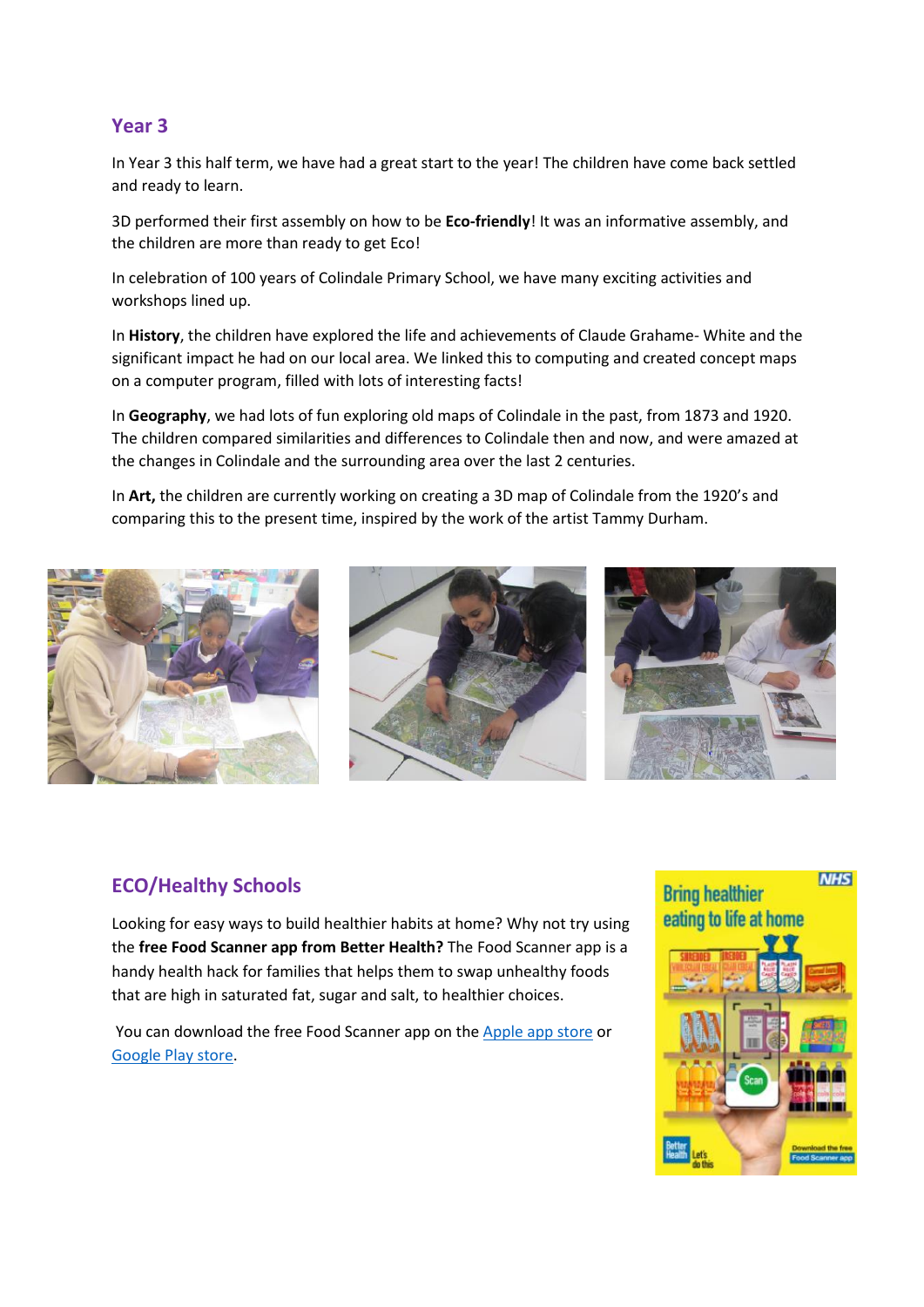## Year 3

In Year 3 this half term, we have had a great start to the year! The children have come back settled and ready to learn.

3D performed their first assembly on how to be **Eco-friendly**! It was an informative assembly, and the children are more than ready to get Eco!

In celebration of 100 years of Colindale Primary School, we have many exciting activities and workshops lined up.

In **History**, the children have explored the life and achievements of Claude Grahame- White and the significant impact he had on our local area. We linked this to computing and created concept maps on a computer program, filled with lots of interesting facts!

In **Geography**, we had lots of fun exploring old maps of Colindale in the past, from 1873 and 1920. The children compared similarities and differences to Colindale then and now, and were amazed at the changes in Colindale and the surrounding area over the last 2 centuries.

In **Art,** the children are currently working on creating a 3D map of Colindale from the 1920's and comparing this to the present time, inspired by the work of the artist Tammy Durham.

## ECO/Healthy Schools

Looking for easy ways to build healthier habits at home? Why not try using the **free Food Scanner app from Better Health?** The Food Scanner app is a handy health hack for families that helps them to swap unhealthy foods that are high in saturated fat, sugar and salt, to healthier choices.

You can download the free Food Scanner app on the [Apple app store](#) or [Google Play store](#).